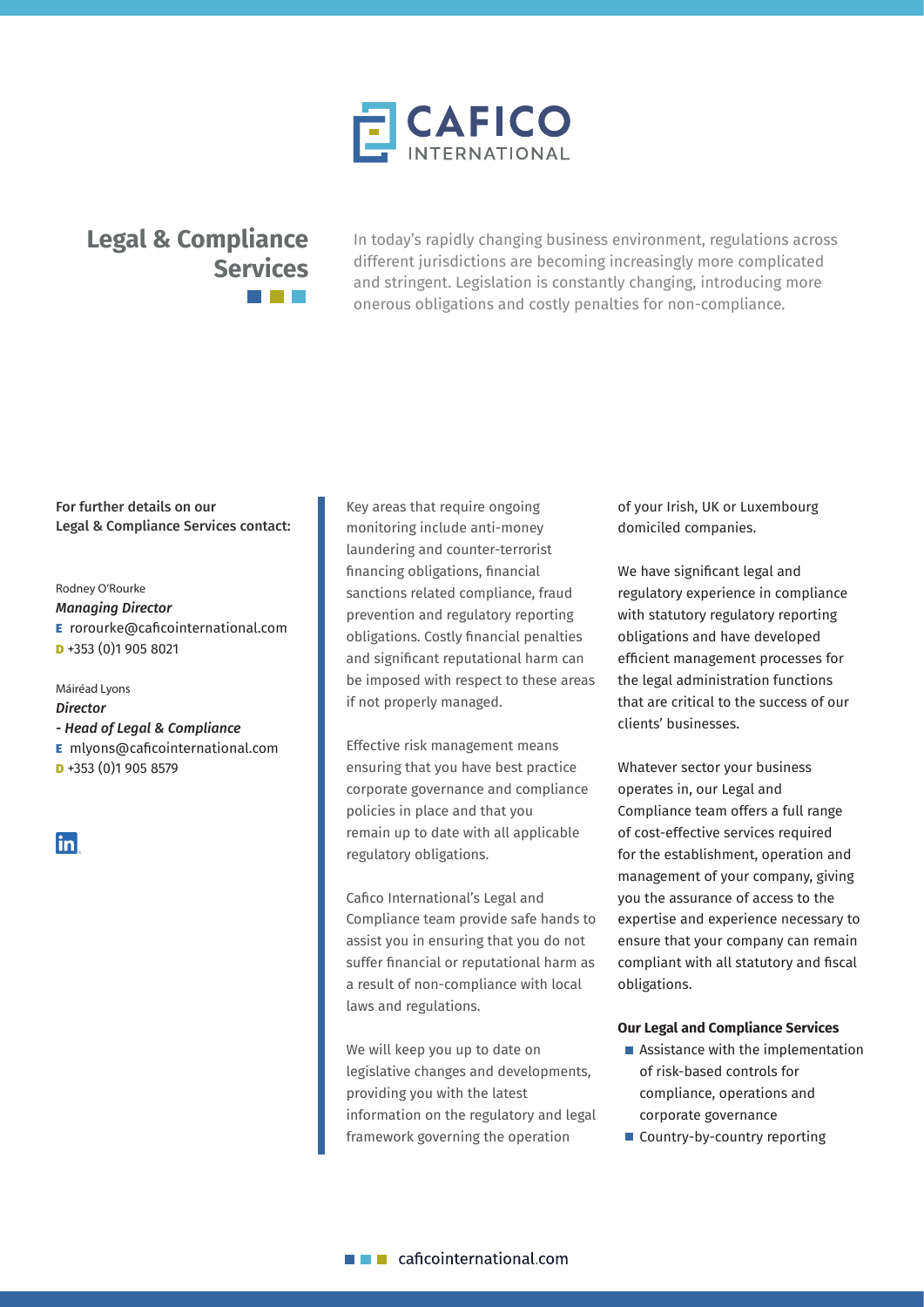CAFICO INTERNATIONAL

# Legal & Compliance Services

In today's rapidly changing business environment, regulations across different jurisdictions are becoming increasingly more complicated and stringent. Legislation is constantly changing, introducing more onerous obligations and costly penalties for non-compliance.

**For further details on our Legal & Compliance Services contact:**

Rodney O'Rourke
***Managing Director***
**E** rorourke@caficointernational.com
**D** +353 (0)1 905 8021

Máiréad Lyons
***Director***
***- Head of Legal & Compliance***
**E** mlyons@caficointernational.com
**D** +353 (0)1 905 8579

Key areas that require ongoing monitoring include anti-money laundering and counter-terrorist financing obligations, financial sanctions related compliance, fraud prevention and regulatory reporting obligations. Costly financial penalties and significant reputational harm can be imposed with respect to these areas if not properly managed.

Effective risk management means ensuring that you have best practice corporate governance and compliance policies in place and that you remain up to date with all applicable regulatory obligations.

Cafico International's Legal and Compliance team provide safe hands to assist you in ensuring that you do not suffer financial or reputational harm as a result of non-compliance with local laws and regulations.

We will keep you up to date on legislative changes and developments, providing you with the latest information on the regulatory and legal framework governing the operation of your Irish, UK or Luxembourg domiciled companies.

We have significant legal and regulatory experience in compliance with statutory regulatory reporting obligations and have developed efficient management processes for the legal administration functions that are critical to the success of our clients' businesses.

Whatever sector your business operates in, our Legal and Compliance team offers a full range of cost-effective services required for the establishment, operation and management of your company, giving you the assurance of access to the expertise and experience necessary to ensure that your company can remain compliant with all statutory and fiscal obligations.

**Our Legal and Compliance Services**

- Assistance with the implementation of risk-based controls for compliance, operations and corporate governance
- Country-by-country reporting

caficointernational.com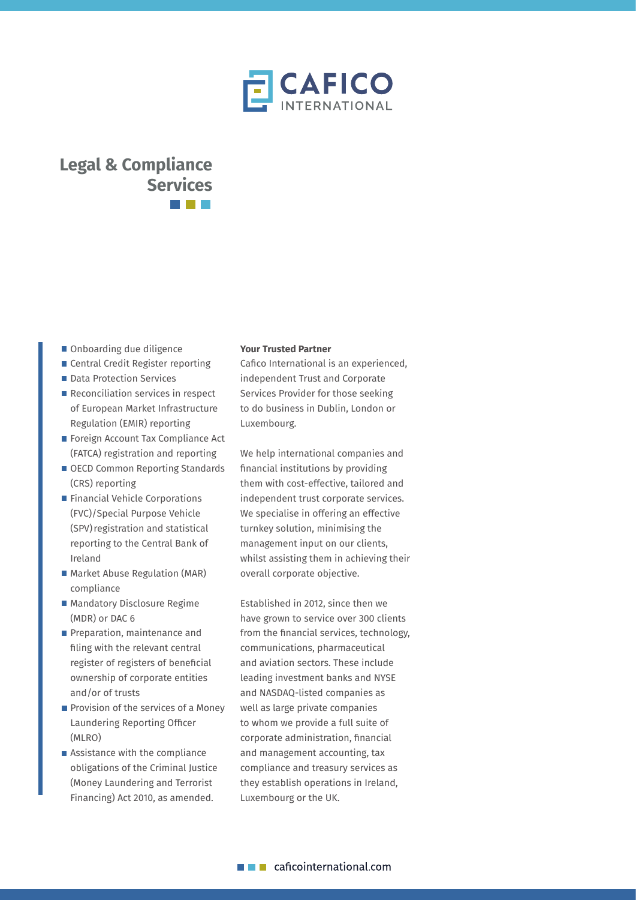# CAFICO INTERNATIONAL

## Legal & Compliance Services

- Onboarding due diligence
- Central Credit Register reporting
- Data Protection Services
- Reconciliation services in respect of European Market Infrastructure Regulation (EMIR) reporting
- Foreign Account Tax Compliance Act (FATCA) registration and reporting
- OECD Common Reporting Standards (CRS) reporting
- Financial Vehicle Corporations (FVC)/Special Purpose Vehicle (SPV) registration and statistical reporting to the Central Bank of Ireland
- Market Abuse Regulation (MAR) compliance
- Mandatory Disclosure Regime (MDR) or DAC 6
- Preparation, maintenance and filing with the relevant central register of registers of beneficial ownership of corporate entities and/or of trusts
- Provision of the services of a Money Laundering Reporting Officer (MLRO)
- Assistance with the compliance obligations of the Criminal Justice (Money Laundering and Terrorist Financing) Act 2010, as amended.

**Your Trusted Partner**

Cafico International is an experienced, independent Trust and Corporate Services Provider for those seeking to do business in Dublin, London or Luxembourg.

We help international companies and financial institutions by providing them with cost-effective, tailored and independent trust corporate services. We specialise in offering an effective turnkey solution, minimising the management input on our clients, whilst assisting them in achieving their overall corporate objective.

Established in 2012, since then we have grown to service over 300 clients from the financial services, technology, communications, pharmaceutical and aviation sectors. These include leading investment banks and NYSE and NASDAQ-listed companies as well as large private companies to whom we provide a full suite of corporate administration, financial and management accounting, tax compliance and treasury services as they establish operations in Ireland, Luxembourg or the UK.

caficointernational.com